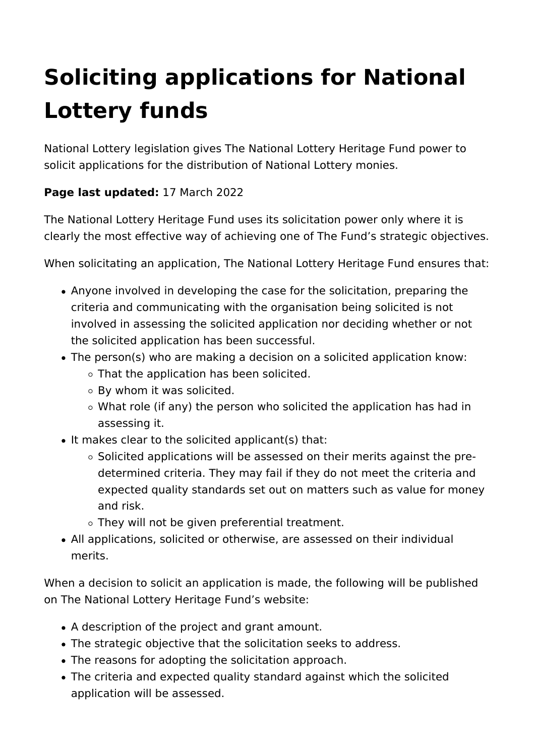# Soliciting applications for National Lottery funds

National Lottery legislation gives The National Lottery Heritage Fund power to solicit applications for the distribution of National Lottery monies.

**Page last updated:** 17 March 2022

The National Lottery Heritage Fund uses its solicitation power only where it is clearly the most effective way of achieving one of The Fund's strategic objectives.

When solicitating an application, The National Lottery Heritage Fund ensures that:

- Anyone involved in developing the case for the solicitation, preparing the criteria and communicating with the organisation being solicited is not involved in assessing the solicited application nor deciding whether or not the solicited application has been successful.
- The person(s) who are making a decision on a solicited application know:
  - That the application has been solicited.
  - By whom it was solicited.
  - What role (if any) the person who solicited the application has had in assessing it.
- It makes clear to the solicited applicant(s) that:
  - Solicited applications will be assessed on their merits against the pre-determined criteria. They may fail if they do not meet the criteria and expected quality standards set out on matters such as value for money and risk.
  - They will not be given preferential treatment.
- All applications, solicited or otherwise, are assessed on their individual merits.

When a decision to solicit an application is made, the following will be published on The National Lottery Heritage Fund's website:

- A description of the project and grant amount.
- The strategic objective that the solicitation seeks to address.
- The reasons for adopting the solicitation approach.
- The criteria and expected quality standard against which the solicited application will be assessed.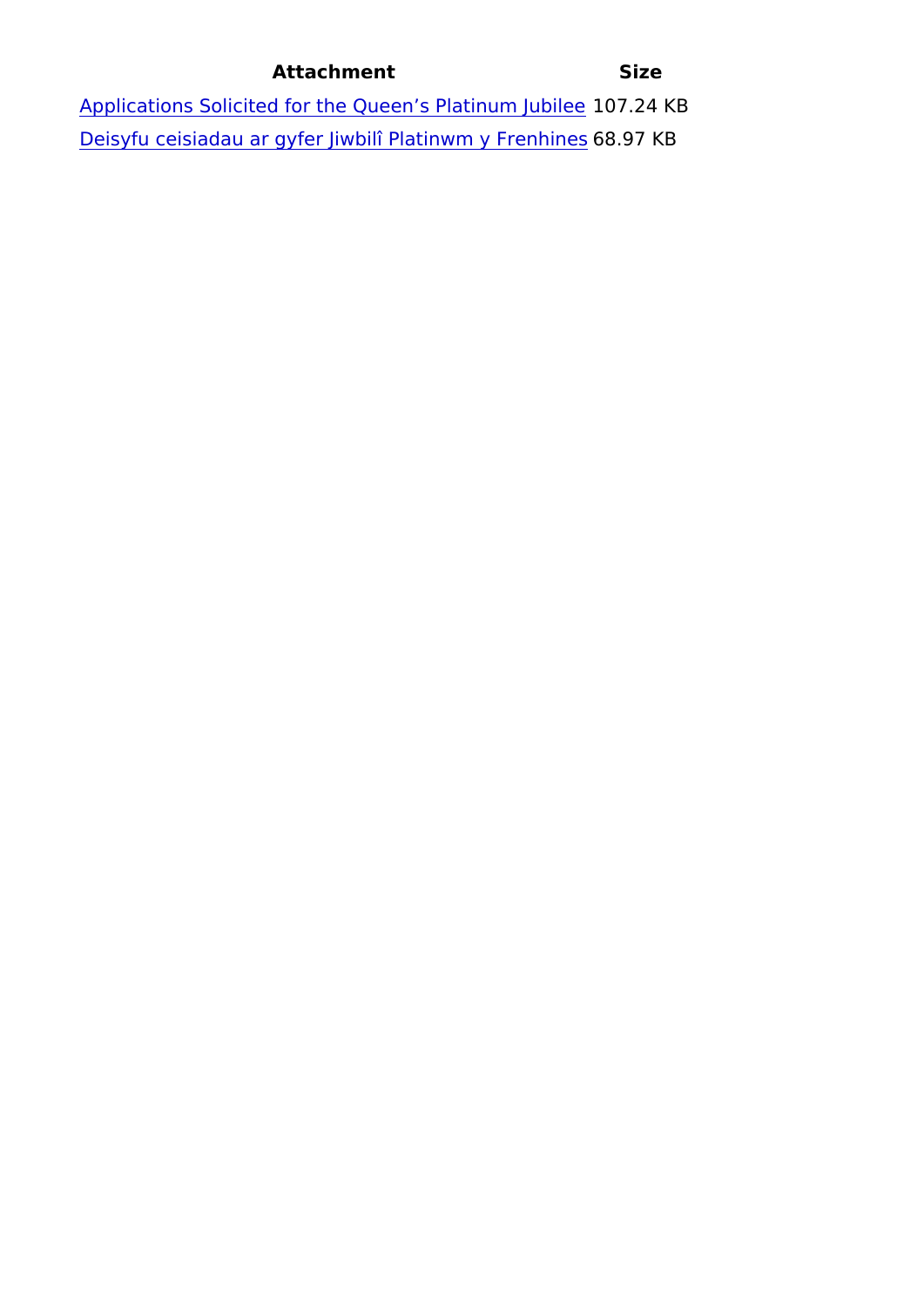| Attachment | Size |
| --- | --- |
| Applications Solicited for the Queen’s Platinum Jubilee | 107.24 KB |
| Deisyfu ceisiadau ar gyfer Jiwbilî Platinwm y Frenhines | 68.97 KB |